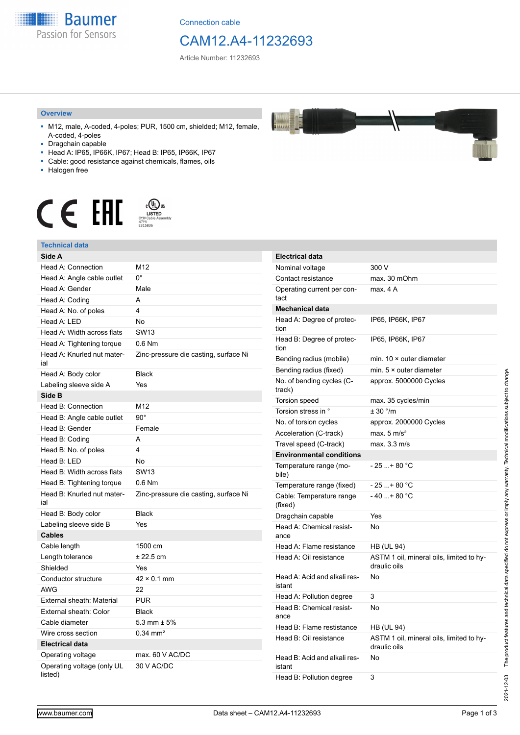Connection cable

# CAM12.A4-11232693

Article Number: 11232693

## Overview

- M12, male, A-coded, 4-poles; PUR, 1500 cm, shielded; M12, female, A-coded, 4-poles
- Dragchain capable
- Head A: IP65, IP66K, IP67; Head B: IP65, IP66K, IP67
- Cable: good resistance against chemicals, flames, oils
- Halogen free

LISTED CYJV Cable Assembly 47YV E315836

## Technical data

| Side A | |
|---|---|
| Head A: Connection | M12 |
| Head A: Angle cable outlet | 0° |
| Head A: Gender | Male |
| Head A: Coding | A |
| Head A: No. of poles | 4 |
| Head A: LED | No |
| Head A: Width across flats | SW13 |
| Head A: Tightening torque | 0.6 Nm |
| Head A: Knurled nut material | Zinc-pressure die casting, surface Ni |
| Head A: Body color | Black |
| Labeling sleeve side A | Yes |
| **Side B** | |
| Head B: Connection | M12 |
| Head B: Angle cable outlet | 90° |
| Head B: Gender | Female |
| Head B: Coding | A |
| Head B: No. of poles | 4 |
| Head B: LED | No |
| Head B: Width across flats | SW13 |
| Head B: Tightening torque | 0.6 Nm |
| Head B: Knurled nut material | Zinc-pressure die casting, surface Ni |
| Head B: Body color | Black |
| Labeling sleeve side B | Yes |
| **Cables** | |
| Cable length | 1500 cm |
| Length tolerance | ± 22.5 cm |
| Shielded | Yes |
| Conductor structure | 42 × 0.1 mm |
| AWG | 22 |
| External sheath: Material | PUR |
| External sheath: Color | Black |
| Cable diameter | 5.3 mm ± 5% |
| Wire cross section | 0.34 mm² |
| **Electrical data** | |
| Operating voltage | max. 60 V AC/DC |
| Operating voltage (only UL listed) | 30 V AC/DC |

| Electrical data | |
|---|---|
| Nominal voltage | 300 V |
| Contact resistance | max. 30 mOhm |
| Operating current per contact | max. 4 A |
| **Mechanical data** | |
| Head A: Degree of protection | IP65, IP66K, IP67 |
| Head B: Degree of protection | IP65, IP66K, IP67 |
| Bending radius (mobile) | min. 10 × outer diameter |
| Bending radius (fixed) | min. 5 × outer diameter |
| No. of bending cycles (C-track) | approx. 5000000 Cycles |
| Torsion speed | max. 35 cycles/min |
| Torsion stress in ° | ± 30 °/m |
| No. of torsion cycles | approx. 2000000 Cycles |
| Acceleration (C-track) | max. 5 m/s² |
| Travel speed (C-track) | max. 3.3 m/s |
| **Environmental conditions** | |
| Temperature range (mobile) | - 25 ...+ 80 °C |
| Temperature range (fixed) | - 25 ...+ 80 °C |
| Cable: Temperature range (fixed) | - 40 ...+ 80 °C |
| Dragchain capable | Yes |
| Head A: Chemical resistance | No |
| Head A: Flame resistance | HB (UL 94) |
| Head A: Oil resistance | ASTM 1 oil, mineral oils, limited to hydraulic oils |
| Head A: Acid and alkali resistant | No |
| Head A: Pollution degree | 3 |
| Head B: Chemical resistance | No |
| Head B: Flame resistance | HB (UL 94) |
| Head B: Oil resistance | ASTM 1 oil, mineral oils, limited to hydraulic oils |
| Head B: Acid and alkali resistant | No |
| Head B: Pollution degree | 3 |

2021-12-03 The product features and technical data specified do not express or imply any warranty. Technical modifications subject to change.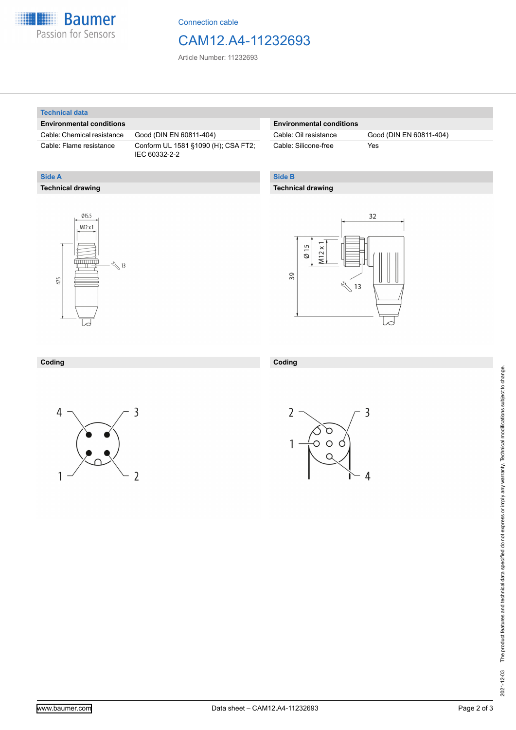Connection cable

# CAM12.A4-11232693

Article Number: 11232693

## Technical data

### Environmental conditions

| Environmental conditions | |
|---|---|
| Cable: Chemical resistance | Good (DIN EN 60811-404) |
| Cable: Flame resistance | Conform UL 1581 §1090 (H); CSA FT2; IEC 60332-2-2 |

| Environmental conditions | |
|---|---|
| Cable: Oil resistance | Good (DIN EN 60811-404) |
| Cable: Silicone-free | Yes |

## Side A

### Technical drawing

Ø15.5, M12 x 1, 13, 47.5

### Coding

4, 3, 1, 2

## Side B

### Technical drawing

32, Ø 15, M12 x 1, 39, 13

### Coding

2, 3, 1, 4

The product features and technical data specified do not express or imply any warranty. Technical modifications subject to change.

2021-12-03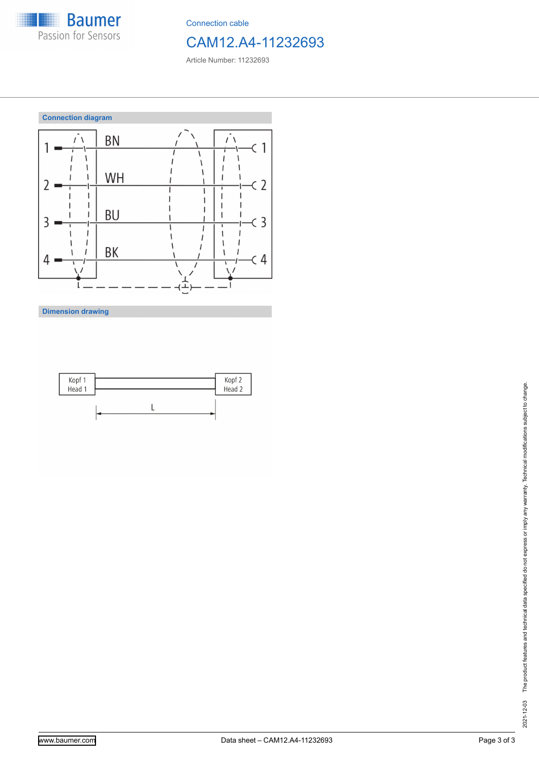Connection cable

# CAM12.A4-11232693

Article Number: 11232693

## Connection diagram

1 BN 1
2 WH 2
3 BU 3
4 BK 4

## Dimension drawing

Kopf 1
Head 1

Kopf 2
Head 2

L

2021-12-03 The product features and technical data specified do not express or imply any warranty. Technical modifications subject to change.